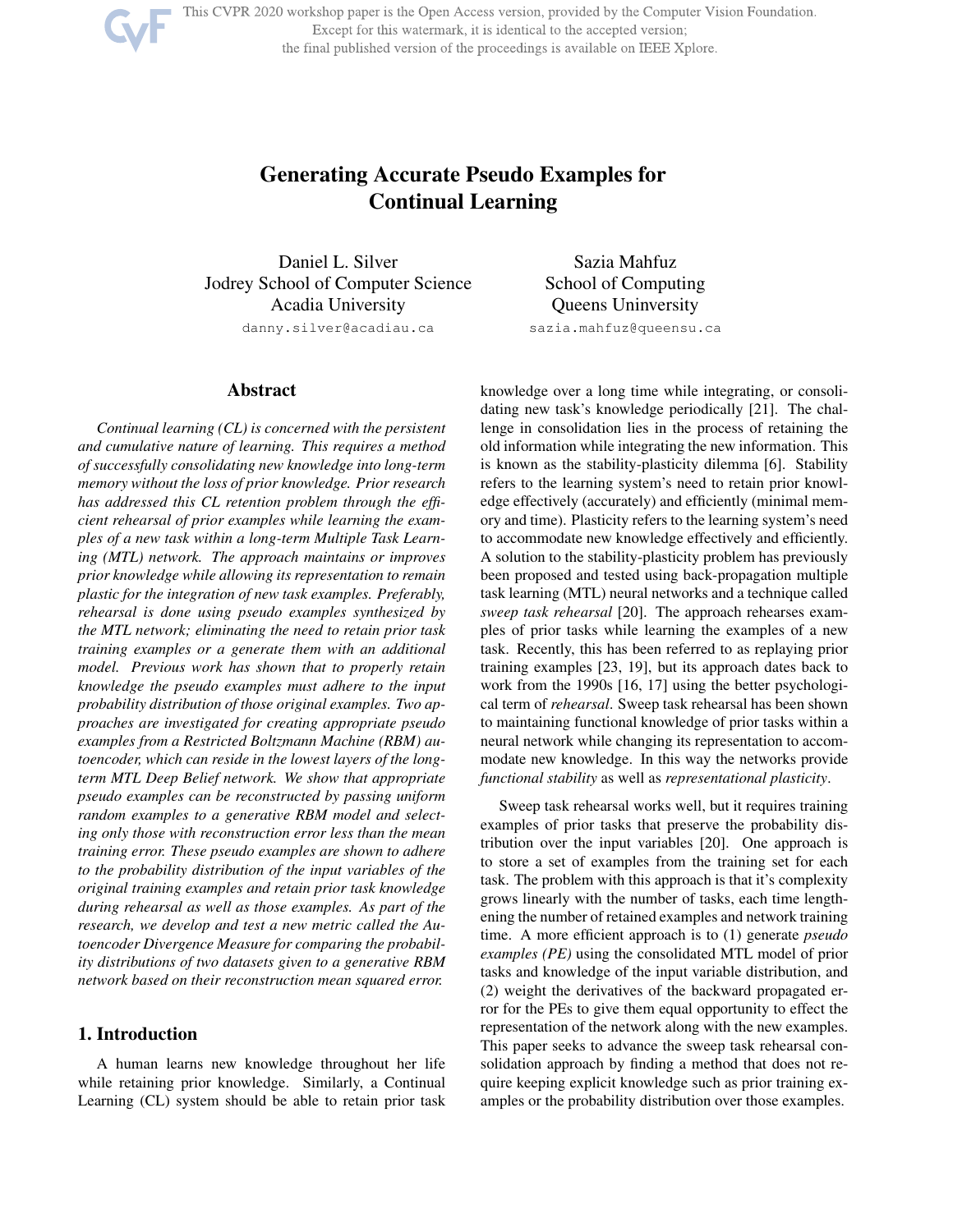# Generating Accurate Pseudo Examples for Continual Learning

Daniel L. Silver
Jodrey School of Computer Science
Acadia University
danny.silver@acadiau.ca

Sazia Mahfuz
School of Computing
Queens Uninversity
sazia.mahfuz@queensu.ca

## Abstract

*Continual learning (CL) is concerned with the persistent and cumulative nature of learning. This requires a method of successfully consolidating new knowledge into long-term memory without the loss of prior knowledge. Prior research has addressed this CL retention problem through the efficient rehearsal of prior examples while learning the examples of a new task within a long-term Multiple Task Learning (MTL) network. The approach maintains or improves prior knowledge while allowing its representation to remain plastic for the integration of new task examples. Preferably, rehearsal is done using pseudo examples synthesized by the MTL network; eliminating the need to retain prior task training examples or a generate them with an additional model. Previous work has shown that to properly retain knowledge the pseudo examples must adhere to the input probability distribution of those original examples. Two approaches are investigated for creating appropriate pseudo examples from a Restricted Boltzmann Machine (RBM) autoencoder, which can reside in the lowest layers of the long-term MTL Deep Belief network. We show that appropriate pseudo examples can be reconstructed by passing uniform random examples to a generative RBM model and selecting only those with reconstruction error less than the mean training error. These pseudo examples are shown to adhere to the probability distribution of the input variables of the original training examples and retain prior task knowledge during rehearsal as well as those examples. As part of the research, we develop and test a new metric called the Autoencoder Divergence Measure for comparing the probability distributions of two datasets given to a generative RBM network based on their reconstruction mean squared error.*

## 1. Introduction

A human learns new knowledge throughout her life while retaining prior knowledge. Similarly, a Continual Learning (CL) system should be able to retain prior task knowledge over a long time while integrating, or consolidating new task's knowledge periodically [21]. The challenge in consolidation lies in the process of retaining the old information while integrating the new information. This is known as the stability-plasticity dilemma [6]. Stability refers to the learning system's need to retain prior knowledge effectively (accurately) and efficiently (minimal memory and time). Plasticity refers to the learning system's need to accommodate new knowledge effectively and efficiently. A solution to the stability-plasticity problem has previously been proposed and tested using back-propagation multiple task learning (MTL) neural networks and a technique called *sweep task rehearsal* [20]. The approach rehearses examples of prior tasks while learning the examples of a new task. Recently, this has been referred to as replaying prior training examples [23, 19], but its approach dates back to work from the 1990s [16, 17] using the better psychological term of *rehearsal*. Sweep task rehearsal has been shown to maintaining functional knowledge of prior tasks within a neural network while changing its representation to accommodate new knowledge. In this way the networks provide *functional stability* as well as *representational plasticity*.

Sweep task rehearsal works well, but it requires training examples of prior tasks that preserve the probability distribution over the input variables [20]. One approach is to store a set of examples from the training set for each task. The problem with this approach is that it's complexity grows linearly with the number of tasks, each time lengthening the number of retained examples and network training time. A more efficient approach is to (1) generate *pseudo examples (PE)* using the consolidated MTL model of prior tasks and knowledge of the input variable distribution, and (2) weight the derivatives of the backward propagated error for the PEs to give them equal opportunity to effect the representation of the network along with the new examples. This paper seeks to advance the sweep task rehearsal consolidation approach by finding a method that does not require keeping explicit knowledge such as prior training examples or the probability distribution over those examples.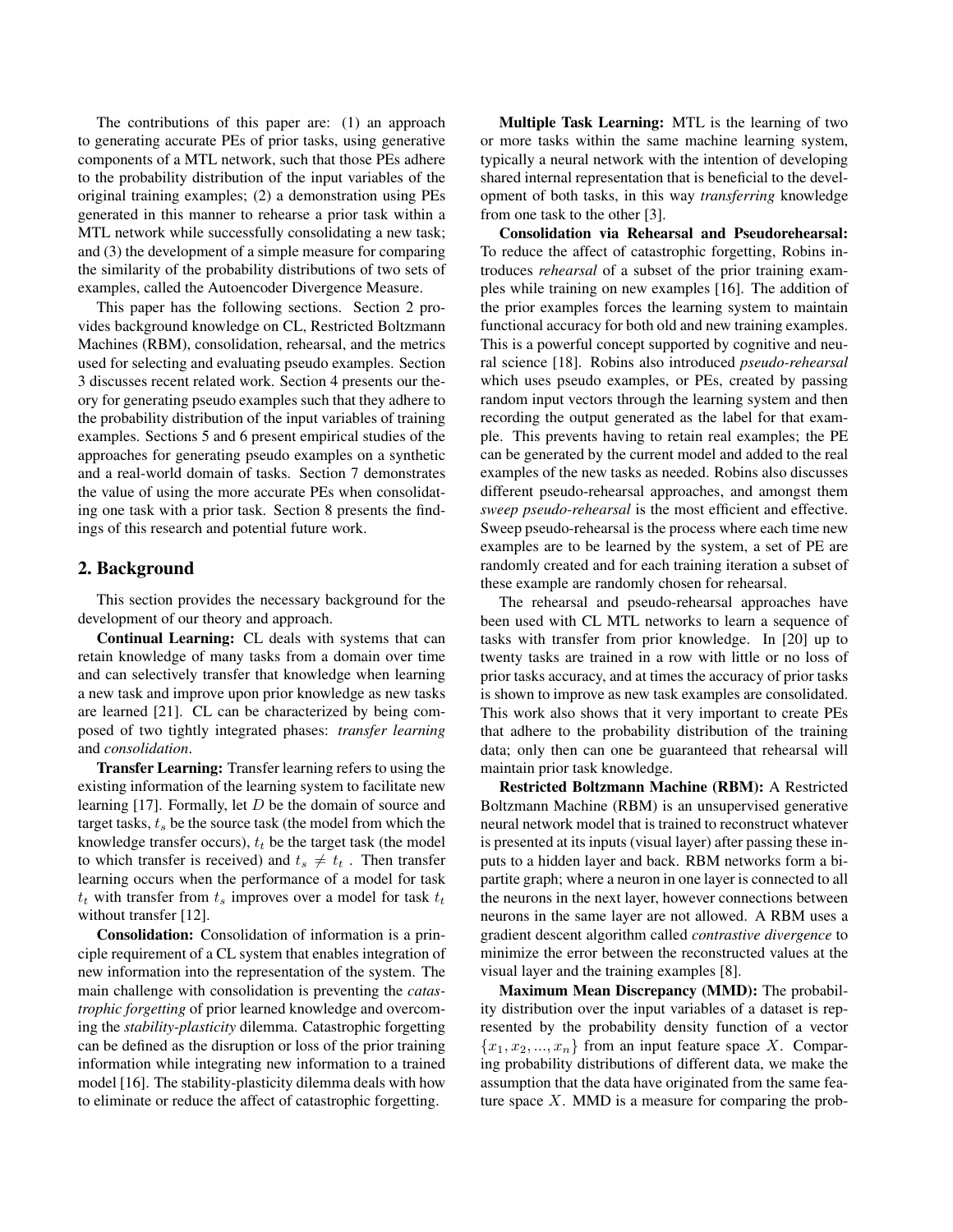The contributions of this paper are: (1) an approach to generating accurate PEs of prior tasks, using generative components of a MTL network, such that those PEs adhere to the probability distribution of the input variables of the original training examples; (2) a demonstration using PEs generated in this manner to rehearse a prior task within a MTL network while successfully consolidating a new task; and (3) the development of a simple measure for comparing the similarity of the probability distributions of two sets of examples, called the Autoencoder Divergence Measure.

This paper has the following sections. Section 2 provides background knowledge on CL, Restricted Boltzmann Machines (RBM), consolidation, rehearsal, and the metrics used for selecting and evaluating pseudo examples. Section 3 discusses recent related work. Section 4 presents our theory for generating pseudo examples such that they adhere to the probability distribution of the input variables of training examples. Sections 5 and 6 present empirical studies of the approaches for generating pseudo examples on a synthetic and a real-world domain of tasks. Section 7 demonstrates the value of using the more accurate PEs when consolidating one task with a prior task. Section 8 presents the findings of this research and potential future work.

## 2. Background

This section provides the necessary background for the development of our theory and approach.

**Continual Learning:** CL deals with systems that can retain knowledge of many tasks from a domain over time and can selectively transfer that knowledge when learning a new task and improve upon prior knowledge as new tasks are learned [21]. CL can be characterized by being composed of two tightly integrated phases: *transfer learning* and *consolidation*.

**Transfer Learning:** Transfer learning refers to using the existing information of the learning system to facilitate new learning [17]. Formally, let $D$ be the domain of source and target tasks, $t_s$ be the source task (the model from which the knowledge transfer occurs), $t_t$ be the target task (the model to which transfer is received) and $t_s \neq t_t$ . Then transfer learning occurs when the performance of a model for task $t_t$ with transfer from $t_s$ improves over a model for task $t_t$ without transfer [12].

**Consolidation:** Consolidation of information is a principle requirement of a CL system that enables integration of new information into the representation of the system. The main challenge with consolidation is preventing the *catastrophic forgetting* of prior learned knowledge and overcoming the *stability-plasticity* dilemma. Catastrophic forgetting can be defined as the disruption or loss of the prior training information while integrating new information to a trained model [16]. The stability-plasticity dilemma deals with how to eliminate or reduce the affect of catastrophic forgetting.

**Multiple Task Learning:** MTL is the learning of two or more tasks within the same machine learning system, typically a neural network with the intention of developing shared internal representation that is beneficial to the development of both tasks, in this way *transferring* knowledge from one task to the other [3].

**Consolidation via Rehearsal and Pseudorehearsal:** To reduce the affect of catastrophic forgetting, Robins introduces *rehearsal* of a subset of the prior training examples while training on new examples [16]. The addition of the prior examples forces the learning system to maintain functional accuracy for both old and new training examples. This is a powerful concept supported by cognitive and neural science [18]. Robins also introduced *pseudo-rehearsal* which uses pseudo examples, or PEs, created by passing random input vectors through the learning system and then recording the output generated as the label for that example. This prevents having to retain real examples; the PE can be generated by the current model and added to the real examples of the new tasks as needed. Robins also discusses different pseudo-rehearsal approaches, and amongst them *sweep pseudo-rehearsal* is the most efficient and effective. Sweep pseudo-rehearsal is the process where each time new examples are to be learned by the system, a set of PE are randomly created and for each training iteration a subset of these example are randomly chosen for rehearsal.

The rehearsal and pseudo-rehearsal approaches have been used with CL MTL networks to learn a sequence of tasks with transfer from prior knowledge. In [20] up to twenty tasks are trained in a row with little or no loss of prior tasks accuracy, and at times the accuracy of prior tasks is shown to improve as new task examples are consolidated. This work also shows that it very important to create PEs that adhere to the probability distribution of the training data; only then can one be guaranteed that rehearsal will maintain prior task knowledge.

**Restricted Boltzmann Machine (RBM):** A Restricted Boltzmann Machine (RBM) is an unsupervised generative neural network model that is trained to reconstruct whatever is presented at its inputs (visual layer) after passing these inputs to a hidden layer and back. RBM networks form a bipartite graph; where a neuron in one layer is connected to all the neurons in the next layer, however connections between neurons in the same layer are not allowed. A RBM uses a gradient descent algorithm called *contrastive divergence* to minimize the error between the reconstructed values at the visual layer and the training examples [8].

**Maximum Mean Discrepancy (MMD):** The probability distribution over the input variables of a dataset is represented by the probability density function of a vector $\{x_1, x_2, ..., x_n\}$ from an input feature space $X$. Comparing probability distributions of different data, we make the assumption that the data have originated from the same feature space $X$. MMD is a measure for comparing the prob-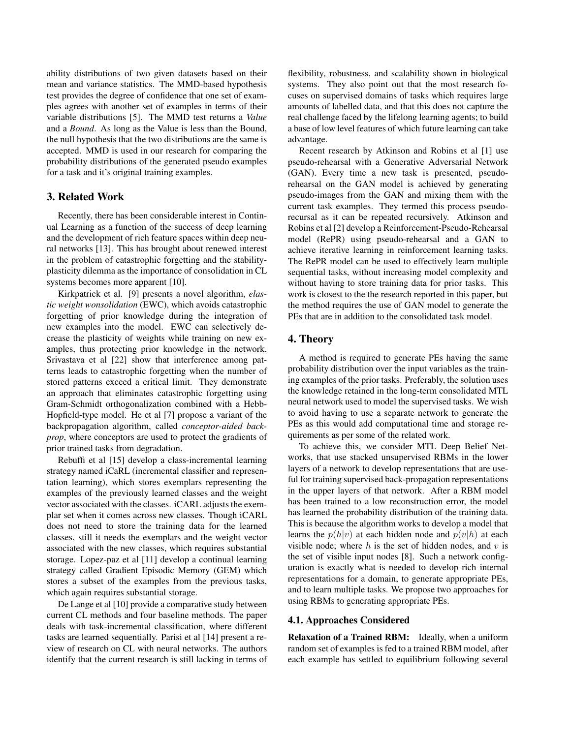ability distributions of two given datasets based on their mean and variance statistics. The MMD-based hypothesis test provides the degree of confidence that one set of examples agrees with another set of examples in terms of their variable distributions [5]. The MMD test returns a *Value* and a *Bound*. As long as the Value is less than the Bound, the null hypothesis that the two distributions are the same is accepted. MMD is used in our research for comparing the probability distributions of the generated pseudo examples for a task and it's original training examples.

## 3. Related Work

Recently, there has been considerable interest in Continual Learning as a function of the success of deep learning and the development of rich feature spaces within deep neural networks [13]. This has brought about renewed interest in the problem of catastrophic forgetting and the stability-plasticity dilemma as the importance of consolidation in CL systems becomes more apparent [10].

Kirkpatrick et al. [9] presents a novel algorithm, *elastic weight wonsolidation* (EWC), which avoids catastrophic forgetting of prior knowledge during the integration of new examples into the model. EWC can selectively decrease the plasticity of weights while training on new examples, thus protecting prior knowledge in the network. Srivastava et al [22] show that interference among patterns leads to catastrophic forgetting when the number of stored patterns exceed a critical limit. They demonstrate an approach that eliminates catastrophic forgetting using Gram-Schmidt orthogonalization combined with a Hebb-Hopfield-type model. He et al [7] propose a variant of the backpropagation algorithm, called *conceptor-aided backprop*, where conceptors are used to protect the gradients of prior trained tasks from degradation.

Rebuffi et al [15] develop a class-incremental learning strategy named iCaRL (incremental classifier and representation learning), which stores exemplars representing the examples of the previously learned classes and the weight vector associated with the classes. iCARL adjusts the exemplar set when it comes across new classes. Though iCARL does not need to store the training data for the learned classes, still it needs the exemplars and the weight vector associated with the new classes, which requires substantial storage. Lopez-paz et al [11] develop a continual learning strategy called Gradient Episodic Memory (GEM) which stores a subset of the examples from the previous tasks, which again requires substantial storage.

De Lange et al [10] provide a comparative study between current CL methods and four baseline methods. The paper deals with task-incremental classification, where different tasks are learned sequentially. Parisi et al [14] present a review of research on CL with neural networks. The authors identify that the current research is still lacking in terms of flexibility, robustness, and scalability shown in biological systems. They also point out that the most research focuses on supervised domains of tasks which requires large amounts of labelled data, and that this does not capture the real challenge faced by the lifelong learning agents; to build a base of low level features of which future learning can take advantage.

Recent research by Atkinson and Robins et al [1] use pseudo-rehearsal with a Generative Adversarial Network (GAN). Every time a new task is presented, pseudo-rehearsal on the GAN model is achieved by generating pseudo-images from the GAN and mixing them with the current task examples. They termed this process pseudo-recursal as it can be repeated recursively. Atkinson and Robins et al [2] develop a Reinforcement-Pseudo-Rehearsal model (RePR) using pseudo-rehearsal and a GAN to achieve iterative learning in reinforcement learning tasks. The RePR model can be used to effectively learn multiple sequential tasks, without increasing model complexity and without having to store training data for prior tasks. This work is closest to the the research reported in this paper, but the method requires the use of GAN model to generate the PEs that are in addition to the consolidated task model.

## 4. Theory

A method is required to generate PEs having the same probability distribution over the input variables as the training examples of the prior tasks. Preferably, the solution uses the knowledge retained in the long-term consolidated MTL neural network used to model the supervised tasks. We wish to avoid having to use a separate network to generate the PEs as this would add computational time and storage requirements as per some of the related work.

To achieve this, we consider MTL Deep Belief Networks, that use stacked unsupervised RBMs in the lower layers of a network to develop representations that are useful for training supervised back-propagation representations in the upper layers of that network. After a RBM model has been trained to a low reconstruction error, the model has learned the probability distribution of the training data. This is because the algorithm works to develop a model that learns the $p(h|v)$ at each hidden node and $p(v|h)$ at each visible node; where $h$ is the set of hidden nodes, and $v$ is the set of visible input nodes [8]. Such a network configuration is exactly what is needed to develop rich internal representations for a domain, to generate appropriate PEs, and to learn multiple tasks. We propose two approaches for using RBMs to generating appropriate PEs.

### 4.1. Approaches Considered

**Relaxation of a Trained RBM:** Ideally, when a uniform random set of examples is fed to a trained RBM model, after each example has settled to equilibrium following several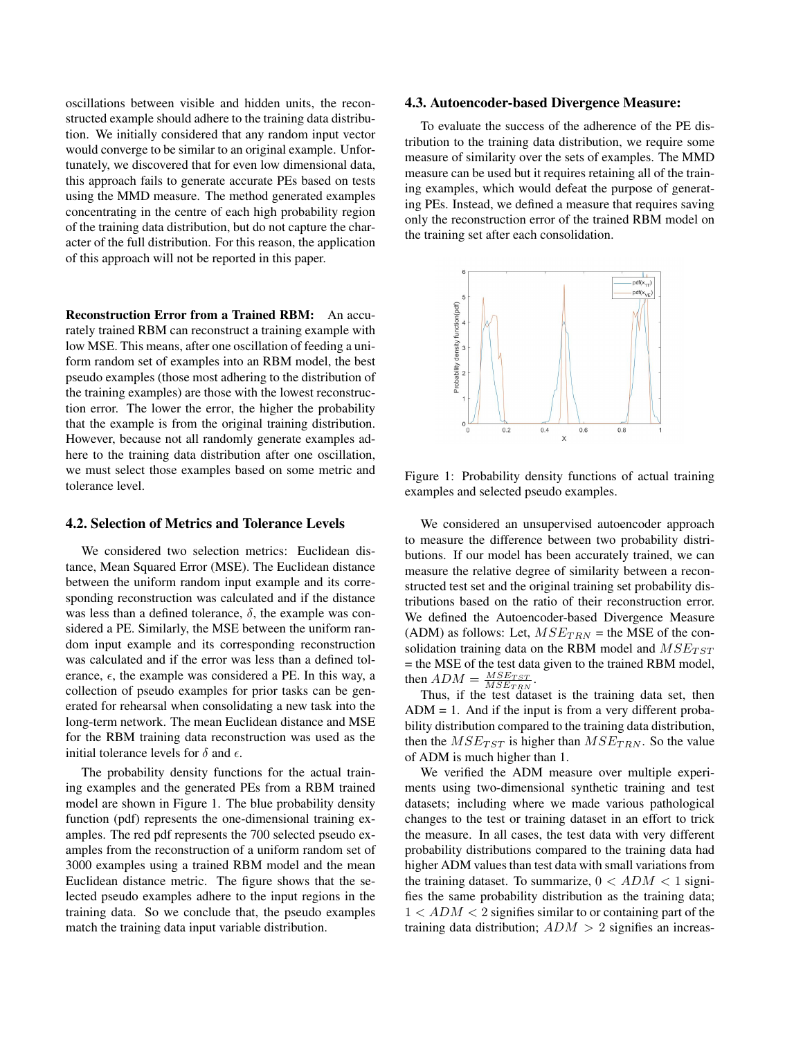oscillations between visible and hidden units, the reconstructed example should adhere to the training data distribution. We initially considered that any random input vector would converge to be similar to an original example. Unfortunately, we discovered that for even low dimensional data, this approach fails to generate accurate PEs based on tests using the MMD measure. The method generated examples concentrating in the centre of each high probability region of the training data distribution, but do not capture the character of the full distribution. For this reason, the application of this approach will not be reported in this paper.

**Reconstruction Error from a Trained RBM:** An accurately trained RBM can reconstruct a training example with low MSE. This means, after one oscillation of feeding a uniform random set of examples into an RBM model, the best pseudo examples (those most adhering to the distribution of the training examples) are those with the lowest reconstruction error. The lower the error, the higher the probability that the example is from the original training distribution. However, because not all randomly generate examples adhere to the training data distribution after one oscillation, we must select those examples based on some metric and tolerance level.

### 4.2. Selection of Metrics and Tolerance Levels

We considered two selection metrics: Euclidean distance, Mean Squared Error (MSE). The Euclidean distance between the uniform random input example and its corresponding reconstruction was calculated and if the distance was less than a defined tolerance, $\delta$, the example was considered a PE. Similarly, the MSE between the uniform random input example and its corresponding reconstruction was calculated and if the error was less than a defined tolerance, $\epsilon$, the example was considered a PE. In this way, a collection of pseudo examples for prior tasks can be generated for rehearsal when consolidating a new task into the long-term network. The mean Euclidean distance and MSE for the RBM training data reconstruction was used as the initial tolerance levels for $\delta$ and $\epsilon$.

The probability density functions for the actual training examples and the generated PEs from a RBM trained model are shown in Figure 1. The blue probability density function (pdf) represents the one-dimensional training examples. The red pdf represents the 700 selected pseudo examples from the reconstruction of a uniform random set of 3000 examples using a trained RBM model and the mean Euclidean distance metric. The figure shows that the selected pseudo examples adhere to the input regions in the training data. So we conclude that, the pseudo examples match the training data input variable distribution.

### 4.3. Autoencoder-based Divergence Measure:

To evaluate the success of the adherence of the PE distribution to the training data distribution, we require some measure of similarity over the sets of examples. The MMD measure can be used but it requires retaining all of the training examples, which would defeat the purpose of generating PEs. Instead, we defined a measure that requires saving only the reconstruction error of the trained RBM model on the training set after each consolidation.

6
5
4
3
2
1
0
0
0.2
0.4
0.6
0.8
1
X
Probability density function(pdf)
pdf($x_{IT}$)
pdf($x_{VE}$)

Figure 1: Probability density functions of actual training examples and selected pseudo examples.

We considered an unsupervised autoencoder approach to measure the difference between two probability distributions. If our model has been accurately trained, we can measure the relative degree of similarity between a reconstructed test set and the original training set probability distributions based on the ratio of their reconstruction error. We defined the Autoencoder-based Divergence Measure (ADM) as follows: Let, $MSE_{TRN}$ = the MSE of the consolidation training data on the RBM model and $MSE_{TST}$ = the MSE of the test data given to the trained RBM model, then $ADM = \frac{MSE_{TST}}{MSE_{TRN}}$.

Thus, if the test dataset is the training data set, then ADM = 1. And if the input is from a very different probability distribution compared to the training data distribution, then the $MSE_{TST}$ is higher than $MSE_{TRN}$. So the value of ADM is much higher than 1.

We verified the ADM measure over multiple experiments using two-dimensional synthetic training and test datasets; including where we made various pathological changes to the test or training dataset in an effort to trick the measure. In all cases, the test data with very different probability distributions compared to the training data had higher ADM values than test data with small variations from the training dataset. To summarize, $0 < ADM < 1$ signifies the same probability distribution as the training data; $1 < ADM < 2$ signifies similar to or containing part of the training data distribution; $ADM > 2$ signifies an increas-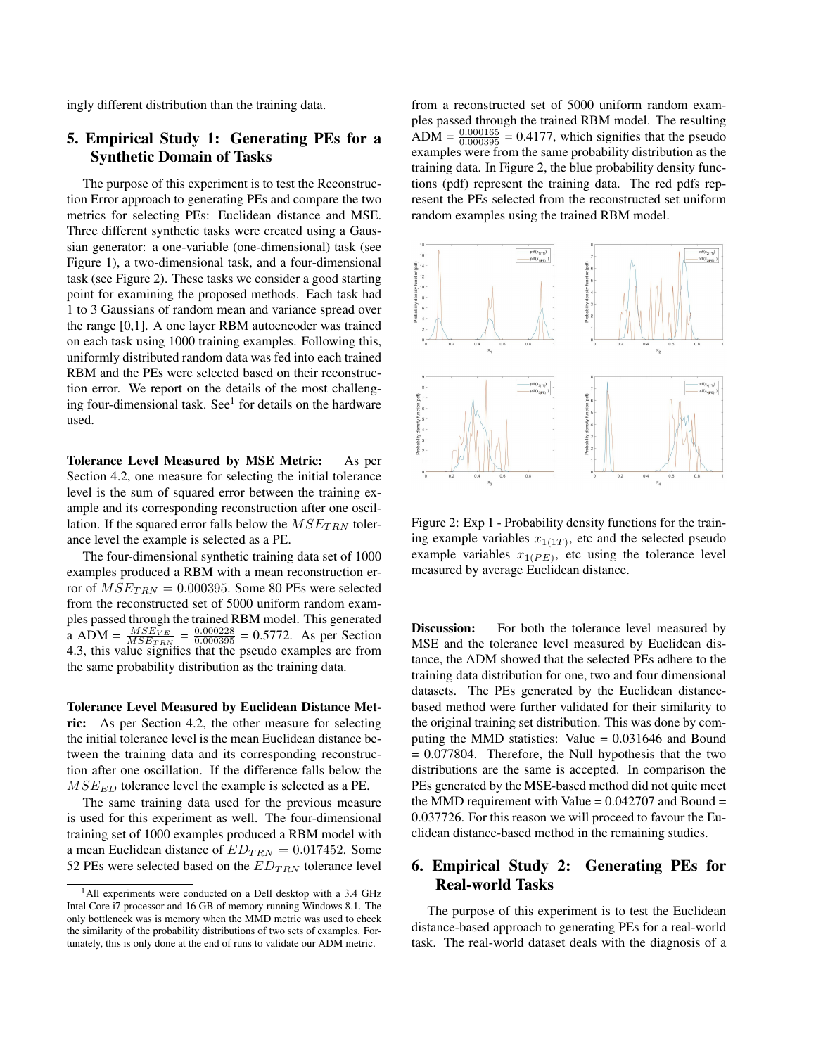ingly different distribution than the training data.

## 5. Empirical Study 1: Generating PEs for a Synthetic Domain of Tasks

The purpose of this experiment is to test the Reconstruction Error approach to generating PEs and compare the two metrics for selecting PEs: Euclidean distance and MSE. Three different synthetic tasks were created using a Gaussian generator: a one-variable (one-dimensional) task (see Figure 1), a two-dimensional task, and a four-dimensional task (see Figure 2). These tasks we consider a good starting point for examining the proposed methods. Each task had 1 to 3 Gaussians of random mean and variance spread over the range [0,1]. A one layer RBM autoencoder was trained on each task using 1000 training examples. Following this, uniformly distributed random data was fed into each trained RBM and the PEs were selected based on their reconstruction error. We report on the details of the most challenging four-dimensional task. See[1] for details on the hardware used.

**Tolerance Level Measured by MSE Metric:** As per Section 4.2, one measure for selecting the initial tolerance level is the sum of squared error between the training example and its corresponding reconstruction after one oscillation. If the squared error falls below the $MSE_{TRN}$ tolerance level the example is selected as a PE.

The four-dimensional synthetic training data set of 1000 examples produced a RBM with a mean reconstruction error of $MSE_{TRN} = 0.000395$. Some 80 PEs were selected from the reconstructed set of 5000 uniform random examples passed through the trained RBM model. This generated a ADM = $\frac{MSE_{VE}}{MSE_{TRN}}$ = $\frac{0.000228}{0.000395}$ = 0.5772. As per Section 4.3, this value signifies that the pseudo examples are from the same probability distribution as the training data.

**Tolerance Level Measured by Euclidean Distance Metric:** As per Section 4.2, the other measure for selecting the initial tolerance level is the mean Euclidean distance between the training data and its corresponding reconstruction after one oscillation. If the difference falls below the $MSE_{ED}$ tolerance level the example is selected as a PE.

The same training data used for the previous measure is used for this experiment as well. The four-dimensional training set of 1000 examples produced a RBM model with a mean Euclidean distance of $ED_{TRN} = 0.017452$. Some 52 PEs were selected based on the $ED_{TRN}$ tolerance level from a reconstructed set of 5000 uniform random examples passed through the trained RBM model. The resulting ADM = $\frac{0.000165}{0.000395}$ = 0.4177, which signifies that the pseudo examples were from the same probability distribution as the training data. In Figure 2, the blue probability density functions (pdf) represent the training data. The red pdfs represent the PEs selected from the reconstructed set uniform random examples using the trained RBM model.

Figure 2: Exp 1 - Probability density functions for the training example variables $x_{1(1T)}$, etc and the selected pseudo example variables $x_{1(PE)}$, etc using the tolerance level measured by average Euclidean distance.

**Discussion:** For both the tolerance level measured by MSE and the tolerance level measured by Euclidean distance, the ADM showed that the selected PEs adhere to the training data distribution for one, two and four dimensional datasets. The PEs generated by the Euclidean distance-based method were further validated for their similarity to the original training set distribution. This was done by computing the MMD statistics: Value = 0.031646 and Bound = 0.077804. Therefore, the Null hypothesis that the two distributions are the same is accepted. In comparison the PEs generated by the MSE-based method did not quite meet the MMD requirement with Value = 0.042707 and Bound = 0.037726. For this reason we will proceed to favour the Euclidean distance-based method in the remaining studies.

## 6. Empirical Study 2: Generating PEs for Real-world Tasks

The purpose of this experiment is to test the Euclidean distance-based approach to generating PEs for a real-world task. The real-world dataset deals with the diagnosis of a

[1] All experiments were conducted on a Dell desktop with a 3.4 GHz Intel Core i7 processor and 16 GB of memory running Windows 8.1. The only bottleneck was is memory when the MMD metric was used to check the similarity of the probability distributions of two sets of examples. Fortunately, this is only done at the end of runs to validate our ADM metric.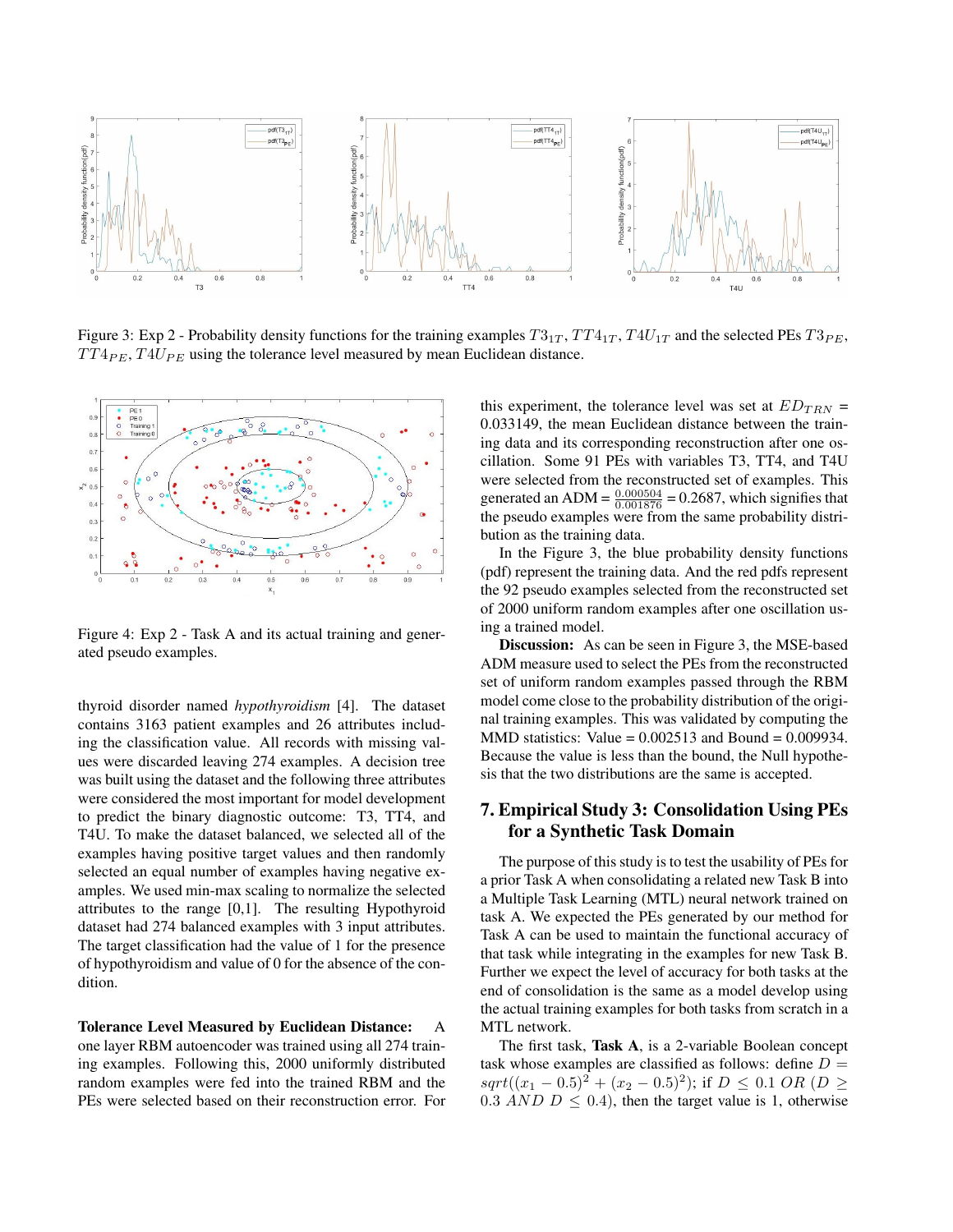Figure 3: Exp 2 - Probability density functions for the training examples $T3_{1T}$, $TT4_{1T}$, $T4U_{1T}$ and the selected PEs $T3_{PE}$, $TT4_{PE}$, $T4U_{PE}$ using the tolerance level measured by mean Euclidean distance.

Figure 4: Exp 2 - Task A and its actual training and generated pseudo examples.

thyroid disorder named *hypothyroidism* [4]. The dataset contains 3163 patient examples and 26 attributes including the classification value. All records with missing values were discarded leaving 274 examples. A decision tree was built using the dataset and the following three attributes were considered the most important for model development to predict the binary diagnostic outcome: T3, TT4, and T4U. To make the dataset balanced, we selected all of the examples having positive target values and then randomly selected an equal number of examples having negative examples. We used min-max scaling to normalize the selected attributes to the range [0,1]. The resulting Hypothyroid dataset had 274 balanced examples with 3 input attributes. The target classification had the value of 1 for the presence of hypothyroidism and value of 0 for the absence of the condition.

**Tolerance Level Measured by Euclidean Distance:** A one layer RBM autoencoder was trained using all 274 training examples. Following this, 2000 uniformly distributed random examples were fed into the trained RBM and the PEs were selected based on their reconstruction error. For this experiment, the tolerance level was set at $ED_{TRN}$ = 0.033149, the mean Euclidean distance between the training data and its corresponding reconstruction after one oscillation. Some 91 PEs with variables T3, TT4, and T4U were selected from the reconstructed set of examples. This generated an ADM = $\frac{0.000504}{0.001876}$ = 0.2687, which signifies that the pseudo examples were from the same probability distribution as the training data.

In the Figure 3, the blue probability density functions (pdf) represent the training data. And the red pdfs represent the 92 pseudo examples selected from the reconstructed set of 2000 uniform random examples after one oscillation using a trained model.

**Discussion:** As can be seen in Figure 3, the MSE-based ADM measure used to select the PEs from the reconstructed set of uniform random examples passed through the RBM model come close to the probability distribution of the original training examples. This was validated by computing the MMD statistics: Value = 0.002513 and Bound = 0.009934. Because the value is less than the bound, the Null hypothesis that the two distributions are the same is accepted.

## 7. Empirical Study 3: Consolidation Using PEs for a Synthetic Task Domain

The purpose of this study is to test the usability of PEs for a prior Task A when consolidating a related new Task B into a Multiple Task Learning (MTL) neural network trained on task A. We expected the PEs generated by our method for Task A can be used to maintain the functional accuracy of that task while integrating in the examples for new Task B. Further we expect the level of accuracy for both tasks at the end of consolidation is the same as a model develop using the actual training examples for both tasks from scratch in a MTL network.

The first task, **Task A**, is a 2-variable Boolean concept task whose examples are classified as follows: define $D = sqrt((x_1 - 0.5)^2 + (x_2 - 0.5)^2)$; if $D \leq 0.1$ $OR$ $(D \geq 0.3$ $AND$ $D \leq 0.4)$, then the target value is 1, otherwise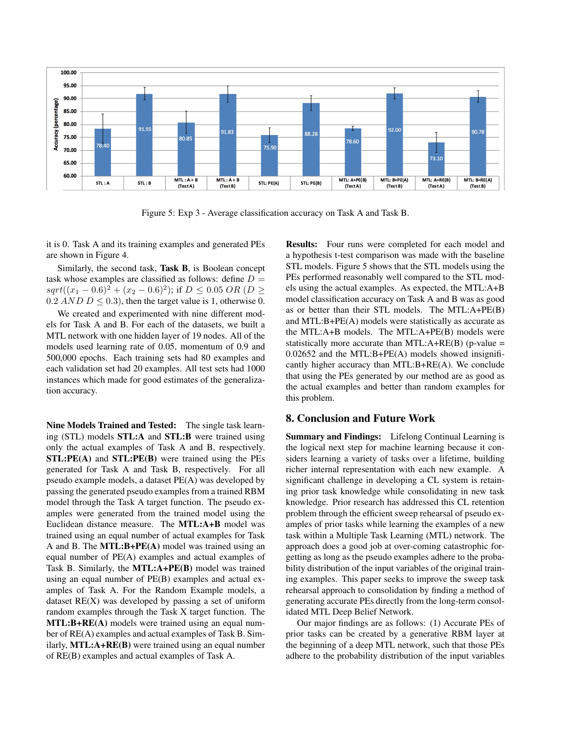100.00
95.00
90.00
85.00
80.00
75.00
70.00
65.00
60.00

Accuracy (percentage)

78.40
91.95
80.85
91.83
75.90
88.28
78.60
92.00
73.10
90.78

STL : A
STL : B
MTL : A + B (Test A)
MTL : A + B (Test B)
STL: PE(A)
STL: PE(B)
MTL: A+PE(B) (Test A)
MTL: B+PE(A) (Test B)
MTL: A+RE(B) (Test A)
MTL: B+RE(A) (Test B)

Figure 5: Exp 3 - Average classification accuracy on Task A and Task B.

it is 0. Task A and its training examples and generated PEs are shown in Figure 4.

Similarly, the second task, **Task B**, is Boolean concept task whose examples are classified as follows: define $D = sqrt((x_1 - 0.6)^2 + (x_2 - 0.6)^2)$; if $D \leq 0.05$ $OR$ $(D \geq 0.2$ $AND$ $D \leq 0.3)$, then the target value is 1, otherwise 0.

We created and experimented with nine different models for Task A and B. For each of the datasets, we built a MTL network with one hidden layer of 19 nodes. All of the models used learning rate of 0.05, momentum of 0.9 and 500,000 epochs. Each training sets had 80 examples and each validation set had 20 examples. All test sets had 1000 instances which made for good estimates of the generalization accuracy.

**Nine Models Trained and Tested:** The single task learning (STL) models **STL:A** and **STL:B** were trained using only the actual examples of Task A and B, respectively. **STL:PE(A)** and **STL:PE(B)** were trained using the PEs generated for Task A and Task B, respectively. For all pseudo example models, a dataset PE(A) was developed by passing the generated pseudo examples from a trained RBM model through the Task A target function. The pseudo examples were generated from the trained model using the Euclidean distance measure. The **MTL:A+B** model was trained using an equal number of actual examples for Task A and B. The **MTL:B+PE(A)** model was trained using an equal number of PE(A) examples and actual examples of Task B. Similarly, the **MTL:A+PE(B)** model was trained using an equal number of PE(B) examples and actual examples of Task A. For the Random Example models, a dataset RE(X) was developed by passing a set of uniform random examples through the Task X target function. The **MTL:B+RE(A)** models were trained using an equal number of RE(A) examples and actual examples of Task B. Similarly, **MTL:A+RE(B)** were trained using an equal number of RE(B) examples and actual examples of Task A.

**Results:** Four runs were completed for each model and a hypothesis t-test comparison was made with the baseline STL models. Figure 5 shows that the STL models using the PEs performed reasonably well compared to the STL models using the actual examples. As expected, the MTL:A+B model classification accuracy on Task A and B was as good as or better than their STL models. The MTL:A+PE(B) and MTL:B+PE(A) models were statistically as accurate as the MTL:A+B models. The MTL:A+PE(B) models were statistically more accurate than MTL:A+RE(B) (p-value = 0.02652 and the MTL:B+PE(A) models showed insignificantly higher accuracy than MTL:B+RE(A). We conclude that using the PEs generated by our method are as good as the actual examples and better than random examples for this problem.

## 8. Conclusion and Future Work

**Summary and Findings:** Lifelong Continual Learning is the logical next step for machine learning because it considers learning a variety of tasks over a lifetime, building richer internal representation with each new example. A significant challenge in developing a CL system is retaining prior task knowledge while consolidating in new task knowledge. Prior research has addressed this CL retention problem through the efficient sweep rehearsal of pseudo examples of prior tasks while learning the examples of a new task within a Multiple Task Learning (MTL) network. The approach does a good job at over-coming catastrophic forgetting as long as the pseudo examples adhere to the probability distribution of the input variables of the original training examples. This paper seeks to improve the sweep task rehearsal approach to consolidation by finding a method of generating accurate PEs directly from the long-term consolidated MTL Deep Belief Network.

Our major findings are as follows: (1) Accurate PEs of prior tasks can be created by a generative RBM layer at the beginning of a deep MTL network, such that those PEs adhere to the probability distribution of the input variables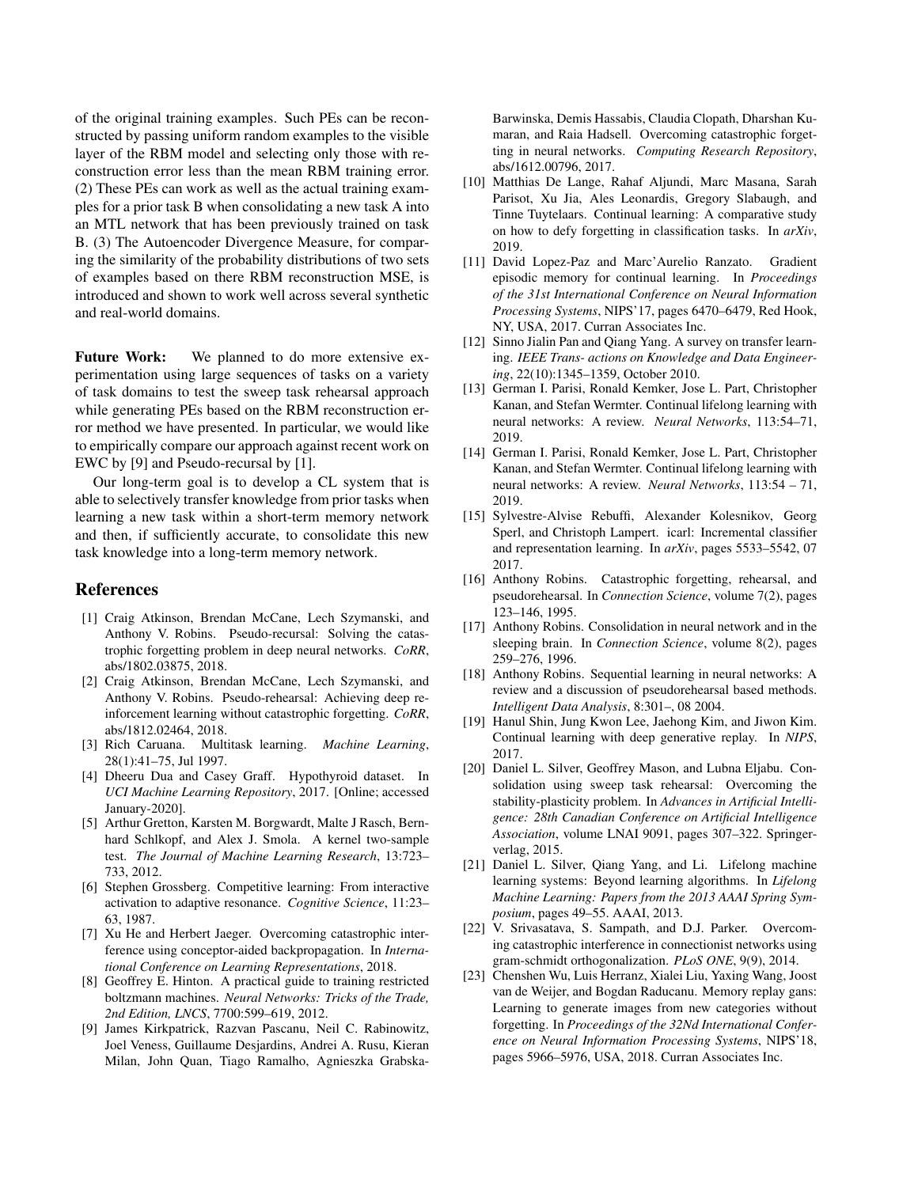of the original training examples. Such PEs can be reconstructed by passing uniform random examples to the visible layer of the RBM model and selecting only those with reconstruction error less than the mean RBM training error. (2) These PEs can work as well as the actual training examples for a prior task B when consolidating a new task A into an MTL network that has been previously trained on task B. (3) The Autoencoder Divergence Measure, for comparing the similarity of the probability distributions of two sets of examples based on there RBM reconstruction MSE, is introduced and shown to work well across several synthetic and real-world domains.

**Future Work:** We planned to do more extensive experimentation using large sequences of tasks on a variety of task domains to test the sweep task rehearsal approach while generating PEs based on the RBM reconstruction error method we have presented. In particular, we would like to empirically compare our approach against recent work on EWC by [9] and Pseudo-recursal by [1].

Our long-term goal is to develop a CL system that is able to selectively transfer knowledge from prior tasks when learning a new task within a short-term memory network and then, if sufficiently accurate, to consolidate this new task knowledge into a long-term memory network.

## References

[1] Craig Atkinson, Brendan McCane, Lech Szymanski, and Anthony V. Robins. Pseudo-recursal: Solving the catastrophic forgetting problem in deep neural networks. *CoRR*, abs/1802.03875, 2018.

[2] Craig Atkinson, Brendan McCane, Lech Szymanski, and Anthony V. Robins. Pseudo-rehearsal: Achieving deep reinforcement learning without catastrophic forgetting. *CoRR*, abs/1812.02464, 2018.

[3] Rich Caruana. Multitask learning. *Machine Learning*, 28(1):41–75, Jul 1997.

[4] Dheeru Dua and Casey Graff. Hypothyroid dataset. In *UCI Machine Learning Repository*, 2017. [Online; accessed January-2020].

[5] Arthur Gretton, Karsten M. Borgwardt, Malte J Rasch, Bernhard Schlkopf, and Alex J. Smola. A kernel two-sample test. *The Journal of Machine Learning Research*, 13:723–733, 2012.

[6] Stephen Grossberg. Competitive learning: From interactive activation to adaptive resonance. *Cognitive Science*, 11:23–63, 1987.

[7] Xu He and Herbert Jaeger. Overcoming catastrophic interference using conceptor-aided backpropagation. In *International Conference on Learning Representations*, 2018.

[8] Geoffrey E. Hinton. A practical guide to training restricted boltzmann machines. *Neural Networks: Tricks of the Trade, 2nd Edition, LNCS*, 7700:599–619, 2012.

[9] James Kirkpatrick, Razvan Pascanu, Neil C. Rabinowitz, Joel Veness, Guillaume Desjardins, Andrei A. Rusu, Kieran Milan, John Quan, Tiago Ramalho, Agnieszka Grabska-Barwinska, Demis Hassabis, Claudia Clopath, Dharshan Kumaran, and Raia Hadsell. Overcoming catastrophic forgetting in neural networks. *Computing Research Repository*, abs/1612.00796, 2017.

[10] Matthias De Lange, Rahaf Aljundi, Marc Masana, Sarah Parisot, Xu Jia, Ales Leonardis, Gregory Slabaugh, and Tinne Tuytelaars. Continual learning: A comparative study on how to defy forgetting in classification tasks. In *arXiv*, 2019.

[11] David Lopez-Paz and Marc'Aurelio Ranzato. Gradient episodic memory for continual learning. In *Proceedings of the 31st International Conference on Neural Information Processing Systems*, NIPS'17, pages 6470–6479, Red Hook, NY, USA, 2017. Curran Associates Inc.

[12] Sinno Jialin Pan and Qiang Yang. A survey on transfer learning. *IEEE Trans- actions on Knowledge and Data Engineering*, 22(10):1345–1359, October 2010.

[13] German I. Parisi, Ronald Kemker, Jose L. Part, Christopher Kanan, and Stefan Wermter. Continual lifelong learning with neural networks: A review. *Neural Networks*, 113:54–71, 2019.

[14] German I. Parisi, Ronald Kemker, Jose L. Part, Christopher Kanan, and Stefan Wermter. Continual lifelong learning with neural networks: A review. *Neural Networks*, 113:54 – 71, 2019.

[15] Sylvestre-Alvise Rebuffi, Alexander Kolesnikov, Georg Sperl, and Christoph Lampert. icarl: Incremental classifier and representation learning. In *arXiv*, pages 5533–5542, 07 2017.

[16] Anthony Robins. Catastrophic forgetting, rehearsal, and pseudorehearsal. In *Connection Science*, volume 7(2), pages 123–146, 1995.

[17] Anthony Robins. Consolidation in neural network and in the sleeping brain. In *Connection Science*, volume 8(2), pages 259–276, 1996.

[18] Anthony Robins. Sequential learning in neural networks: A review and a discussion of pseudorehearsal based methods. *Intelligent Data Analysis*, 8:301–, 08 2004.

[19] Hanul Shin, Jung Kwon Lee, Jaehong Kim, and Jiwon Kim. Continual learning with deep generative replay. In *NIPS*, 2017.

[20] Daniel L. Silver, Geoffrey Mason, and Lubna Eljabu. Consolidation using sweep task rehearsal: Overcoming the stability-plasticity problem. In *Advances in Artificial Intelligence: 28th Canadian Conference on Artificial Intelligence Association*, volume LNAI 9091, pages 307–322. Springer-verlag, 2015.

[21] Daniel L. Silver, Qiang Yang, and Li. Lifelong machine learning systems: Beyond learning algorithms. In *Lifelong Machine Learning: Papers from the 2013 AAAI Spring Symposium*, pages 49–55. AAAI, 2013.

[22] V. Srivasatava, S. Sampath, and D.J. Parker. Overcoming catastrophic interference in connectionist networks using gram-schmidt orthogonalization. *PLoS ONE*, 9(9), 2014.

[23] Chenshen Wu, Luis Herranz, Xialei Liu, Yaxing Wang, Joost van de Weijer, and Bogdan Raducanu. Memory replay gans: Learning to generate images from new categories without forgetting. In *Proceedings of the 32Nd International Conference on Neural Information Processing Systems*, NIPS'18, pages 5966–5976, USA, 2018. Curran Associates Inc.